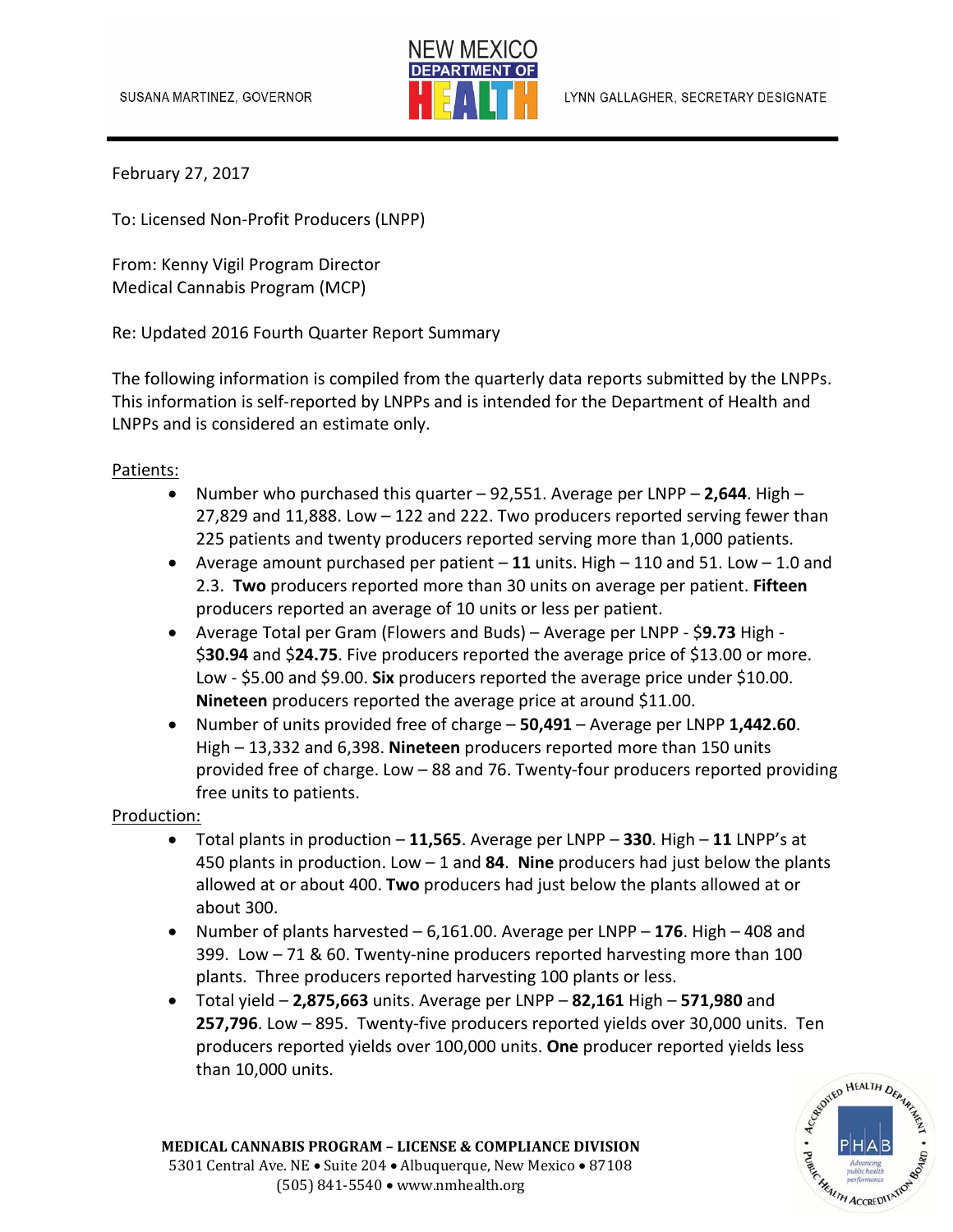SUSANA MARTINEZ, GOVERNOR

NEW MEXICO DEPARTMENT OF HEALTH

LYNN GALLAGHER, SECRETARY DESIGNATE

February 27, 2017

To: Licensed Non-Profit Producers (LNPP)

From: Kenny Vigil Program Director
Medical Cannabis Program (MCP)

Re: Updated 2016 Fourth Quarter Report Summary

The following information is compiled from the quarterly data reports submitted by the LNPPs. This information is self-reported by LNPPs and is intended for the Department of Health and LNPPs and is considered an estimate only.

Patients:

- Number who purchased this quarter – 92,551. Average per LNPP – **2,644**. High – 27,829 and 11,888. Low – 122 and 222. Two producers reported serving fewer than 225 patients and twenty producers reported serving more than 1,000 patients.
- Average amount purchased per patient – **11** units. High – 110 and 51. Low – 1.0 and 2.3. **Two** producers reported more than 30 units on average per patient. **Fifteen** producers reported an average of 10 units or less per patient.
- Average Total per Gram (Flowers and Buds) – Average per LNPP - $**9.73** High - $**30.94** and $**24.75**. Five producers reported the average price of $13.00 or more. Low - $5.00 and $9.00. **Six** producers reported the average price under $10.00. **Nineteen** producers reported the average price at around $11.00.
- Number of units provided free of charge – **50,491** – Average per LNPP **1,442.60**. High – 13,332 and 6,398. **Nineteen** producers reported more than 150 units provided free of charge. Low – 88 and 76. Twenty-four producers reported providing free units to patients.

Production:

- Total plants in production – **11,565**. Average per LNPP – **330**. High – **11** LNPP's at 450 plants in production. Low – 1 and **84**. **Nine** producers had just below the plants allowed at or about 400. **Two** producers had just below the plants allowed at or about 300.
- Number of plants harvested – 6,161.00. Average per LNPP – **176**. High – 408 and 399. Low – 71 & 60. Twenty-nine producers reported harvesting more than 100 plants. Three producers reported harvesting 100 plants or less.
- Total yield – **2,875,663** units. Average per LNPP – **82,161** High – **571,980** and **257,796**. Low – 895. Twenty-five producers reported yields over 30,000 units. Ten producers reported yields over 100,000 units. **One** producer reported yields less than 10,000 units.

**MEDICAL CANNABIS PROGRAM – LICENSE & COMPLIANCE DIVISION**
5301 Central Ave. NE • Suite 204 • Albuquerque, New Mexico • 87108
(505) 841-5540 • www.nmhealth.org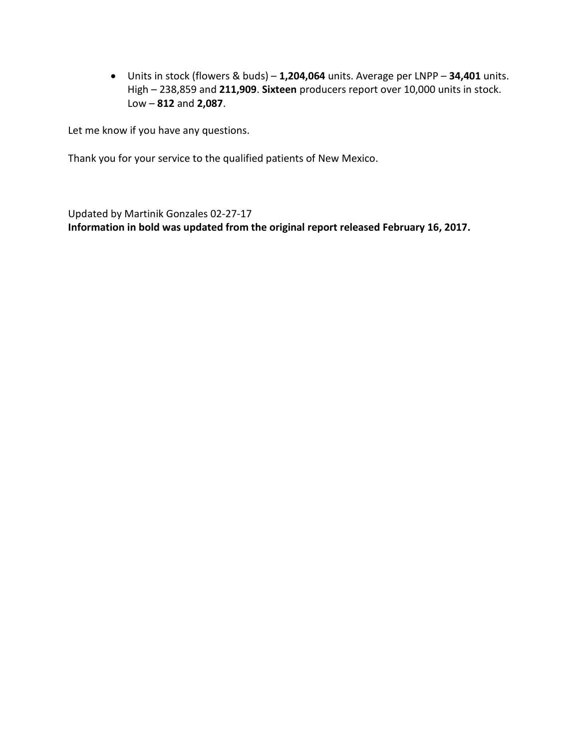- Units in stock (flowers & buds) – **1,204,064** units. Average per LNPP – **34,401** units. High – 238,859 and **211,909**. **Sixteen** producers report over 10,000 units in stock. Low – **812** and **2,087**.

Let me know if you have any questions.

Thank you for your service to the qualified patients of New Mexico.

Updated by Martinik Gonzales 02-27-17
**Information in bold was updated from the original report released February 16, 2017.**